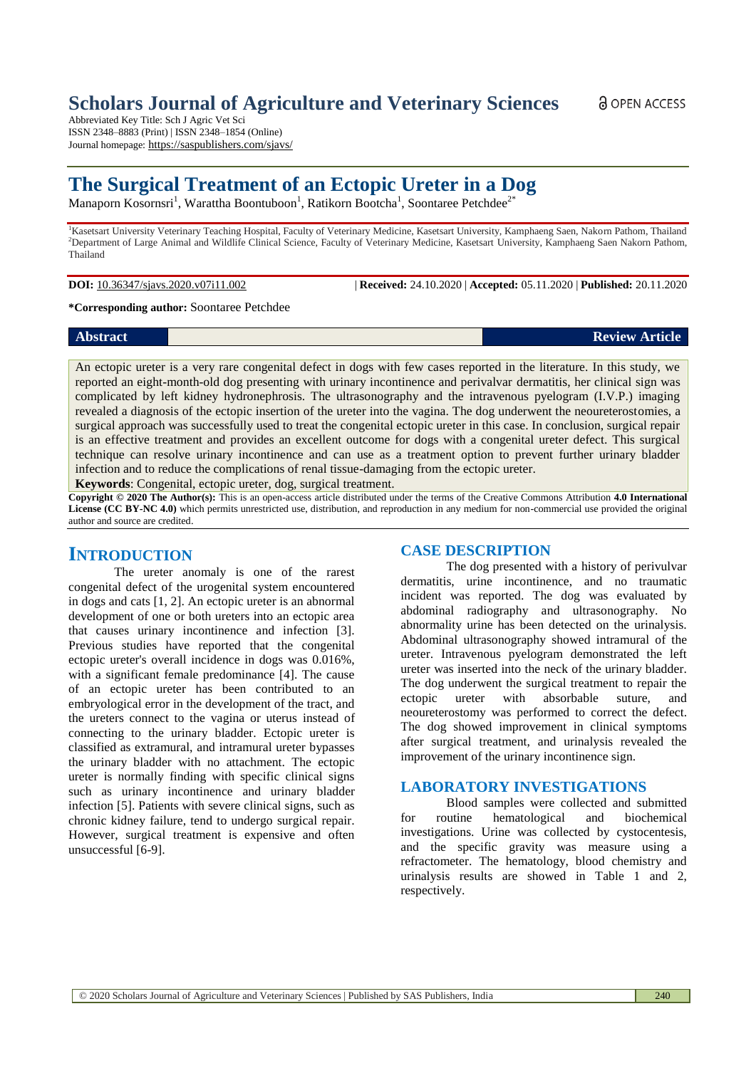# Scholars Journal of Agriculture and Veterinary Sciences

Abbreviated Key Title: Sch J Agric Vet Sci
ISSN 2348–8883 (Print) | ISSN 2348–1854 (Online)
Journal homepage: https://saspublishers.com/sjavs/

OPEN ACCESS

# The Surgical Treatment of an Ectopic Ureter in a Dog

Manaporn Kosornsri[1], Warattha Boontuboon[1], Ratikorn Bootcha[1], Soontaree Petchdee[2*]

[1]Kasetsart University Veterinary Teaching Hospital, Faculty of Veterinary Medicine, Kasetsart University, Kamphaeng Saen, Nakorn Pathom, Thailand
[2]Department of Large Animal and Wildlife Clinical Science, Faculty of Veterinary Medicine, Kasetsart University, Kamphaeng Saen Nakorn Pathom, Thailand

**DOI:** 10.36347/sjavs.2020.v07i11.002 | **Received:** 24.10.2020 | **Accepted:** 05.11.2020 | **Published:** 20.11.2020

**\*Corresponding author:** Soontaree Petchdee

**Abstract** **Review Article**

An ectopic ureter is a very rare congenital defect in dogs with few cases reported in the literature. In this study, we reported an eight-month-old dog presenting with urinary incontinence and perivalvar dermatitis, her clinical sign was complicated by left kidney hydronephrosis. The ultrasonography and the intravenous pyelogram (I.V.P.) imaging revealed a diagnosis of the ectopic insertion of the ureter into the vagina. The dog underwent the neoureterostomies, a surgical approach was successfully used to treat the congenital ectopic ureter in this case. In conclusion, surgical repair is an effective treatment and provides an excellent outcome for dogs with a congenital ureter defect. This surgical technique can resolve urinary incontinence and can use as a treatment option to prevent further urinary bladder infection and to reduce the complications of renal tissue-damaging from the ectopic ureter.

**Keywords**: Congenital, ectopic ureter, dog, surgical treatment.

**Copyright © 2020 The Author(s):** This is an open-access article distributed under the terms of the Creative Commons Attribution **4.0 International License (CC BY-NC 4.0)** which permits unrestricted use, distribution, and reproduction in any medium for non-commercial use provided the original author and source are credited.

## INTRODUCTION

The ureter anomaly is one of the rarest congenital defect of the urogenital system encountered in dogs and cats [1, 2]. An ectopic ureter is an abnormal development of one or both ureters into an ectopic area that causes urinary incontinence and infection [3]. Previous studies have reported that the congenital ectopic ureter's overall incidence in dogs was 0.016%, with a significant female predominance [4]. The cause of an ectopic ureter has been contributed to an embryological error in the development of the tract, and the ureters connect to the vagina or uterus instead of connecting to the urinary bladder. Ectopic ureter is classified as extramural, and intramural ureter bypasses the urinary bladder with no attachment. The ectopic ureter is normally finding with specific clinical signs such as urinary incontinence and urinary bladder infection [5]. Patients with severe clinical signs, such as chronic kidney failure, tend to undergo surgical repair. However, surgical treatment is expensive and often unsuccessful [6-9].

## CASE DESCRIPTION

The dog presented with a history of perivulvar dermatitis, urine incontinence, and no traumatic incident was reported. The dog was evaluated by abdominal radiography and ultrasonography. No abnormality urine has been detected on the urinalysis. Abdominal ultrasonography showed intramural of the ureter. Intravenous pyelogram demonstrated the left ureter was inserted into the neck of the urinary bladder. The dog underwent the surgical treatment to repair the ectopic ureter with absorbable suture, and neoureterostomy was performed to correct the defect. The dog showed improvement in clinical symptoms after surgical treatment, and urinalysis revealed the improvement of the urinary incontinence sign.

## LABORATORY INVESTIGATIONS

Blood samples were collected and submitted for routine hematological and biochemical investigations. Urine was collected by cystocentesis, and the specific gravity was measure using a refractometer. The hematology, blood chemistry and urinalysis results are showed in Table 1 and 2, respectively.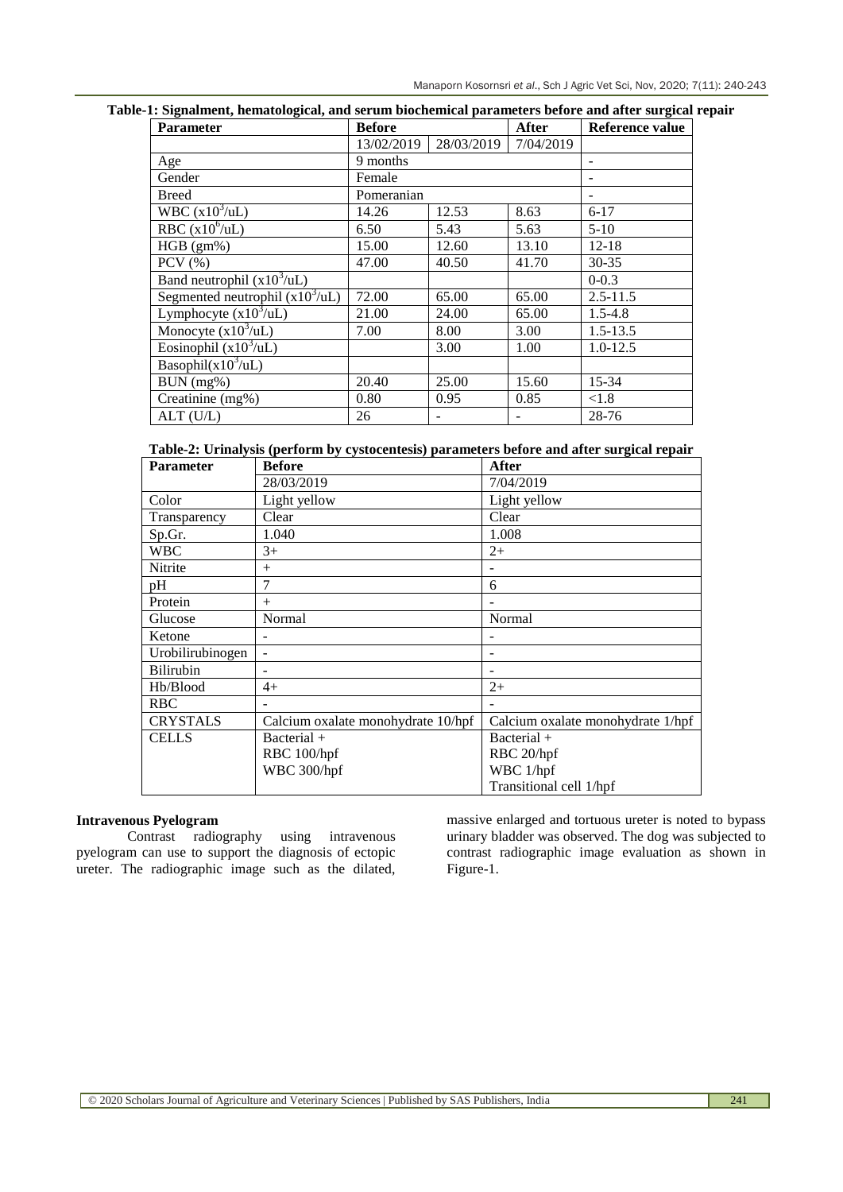**Table-1: Signalment, hematological, and serum biochemical parameters before and after surgical repair**

| Parameter | Before | | After | Reference value |
|---|---|---|---|---|
| | 13/02/2019 | 28/03/2019 | 7/04/2019 | |
| Age | 9 months | | | - |
| Gender | Female | | | - |
| Breed | Pomeranian | | | - |
| WBC ($x10^3$/uL) | 14.26 | 12.53 | 8.63 | 6-17 |
| RBC ($x10^6$/uL) | 6.50 | 5.43 | 5.63 | 5-10 |
| HGB (gm%) | 15.00 | 12.60 | 13.10 | 12-18 |
| PCV (%) | 47.00 | 40.50 | 41.70 | 30-35 |
| Band neutrophil ($x10^3$/uL) | | | | 0-0.3 |
| Segmented neutrophil ($x10^3$/uL) | 72.00 | 65.00 | 65.00 | 2.5-11.5 |
| Lymphocyte ($x10^3$/uL) | 21.00 | 24.00 | 65.00 | 1.5-4.8 |
| Monocyte ($x10^3$/uL) | 7.00 | 8.00 | 3.00 | 1.5-13.5 |
| Eosinophil ($x10^3$/uL) | | 3.00 | 1.00 | 1.0-12.5 |
| Basophil($x10^3$/uL) | | | | |
| BUN (mg%) | 20.40 | 25.00 | 15.60 | 15-34 |
| Creatinine (mg%) | 0.80 | 0.95 | 0.85 | <1.8 |
| ALT (U/L) | 26 | - | - | 28-76 |

**Table-2: Urinalysis (perform by cystocentesis) parameters before and after surgical repair**

| Parameter | Before | After |
|---|---|---|
| | 28/03/2019 | 7/04/2019 |
| Color | Light yellow | Light yellow |
| Transparency | Clear | Clear |
| Sp.Gr. | 1.040 | 1.008 |
| WBC | 3+ | 2+ |
| Nitrite | + | - |
| pH | 7 | 6 |
| Protein | + | - |
| Glucose | Normal | Normal |
| Ketone | - | - |
| Urobilirubinogen | - | - |
| Bilirubin | - | - |
| Hb/Blood | 4+ | 2+ |
| RBC | - | - |
| CRYSTALS | Calcium oxalate monohydrate 10/hpf | Calcium oxalate monohydrate 1/hpf |
| CELLS | Bacterial +<br>RBC 100/hpf<br>WBC 300/hpf | Bacterial +<br>RBC 20/hpf<br>WBC 1/hpf<br>Transitional cell 1/hpf |

**Intravenous Pyelogram**

Contrast radiography using intravenous pyelogram can use to support the diagnosis of ectopic ureter. The radiographic image such as the dilated, massive enlarged and tortuous ureter is noted to bypass urinary bladder was observed. The dog was subjected to contrast radiographic image evaluation as shown in Figure-1.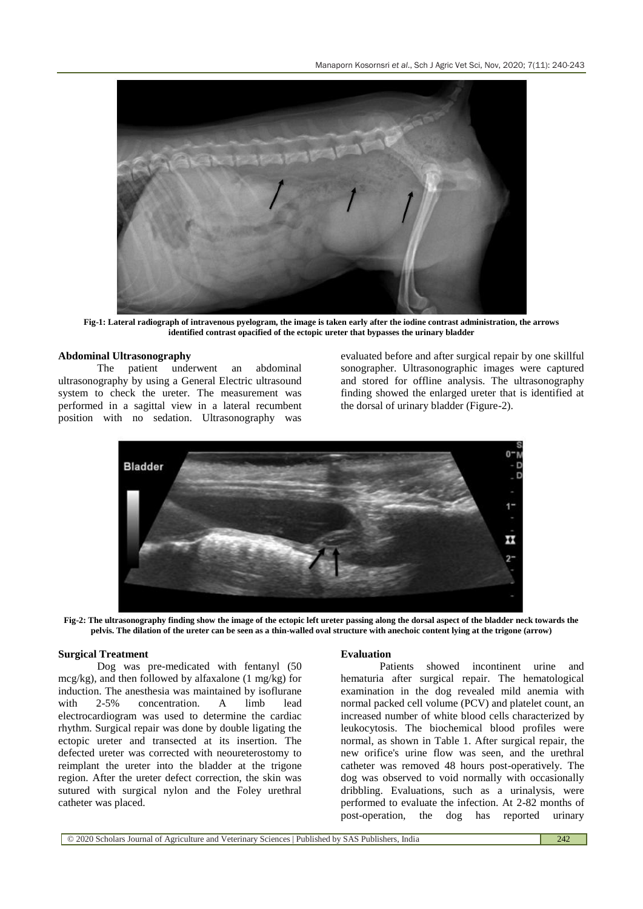Fig-1: Lateral radiograph of intravenous pyelogram, the image is taken early after the iodine contrast administration, the arrows identified contrast opacified of the ectopic ureter that bypasses the urinary bladder

### Abdominal Ultrasonography

The patient underwent an abdominal ultrasonography by using a General Electric ultrasound system to check the ureter. The measurement was performed in a sagittal view in a lateral recumbent position with no sedation. Ultrasonography was evaluated before and after surgical repair by one skillful sonographer. Ultrasonographic images were captured and stored for offline analysis. The ultrasonography finding showed the enlarged ureter that is identified at the dorsal of urinary bladder (Figure-2).

Fig-2: The ultrasonography finding show the image of the ectopic left ureter passing along the dorsal aspect of the bladder neck towards the pelvis. The dilation of the ureter can be seen as a thin-walled oval structure with anechoic content lying at the trigone (arrow)

### Surgical Treatment

Dog was pre-medicated with fentanyl (50 mcg/kg), and then followed by alfaxalone (1 mg/kg) for induction. The anesthesia was maintained by isoflurane with 2-5% concentration. A limb lead electrocardiogram was used to determine the cardiac rhythm. Surgical repair was done by double ligating the ectopic ureter and transected at its insertion. The defected ureter was corrected with neoureterostomy to reimplant the ureter into the bladder at the trigone region. After the ureter defect correction, the skin was sutured with surgical nylon and the Foley urethral catheter was placed.

### Evaluation

Patients showed incontinent urine and hematuria after surgical repair. The hematological examination in the dog revealed mild anemia with normal packed cell volume (PCV) and platelet count, an increased number of white blood cells characterized by leukocytosis. The biochemical blood profiles were normal, as shown in Table 1. After surgical repair, the new orifice's urine flow was seen, and the urethral catheter was removed 48 hours post-operatively. The dog was observed to void normally with occasionally dribbling. Evaluations, such as a urinalysis, were performed to evaluate the infection. At 2-82 months of post-operation, the dog has reported urinary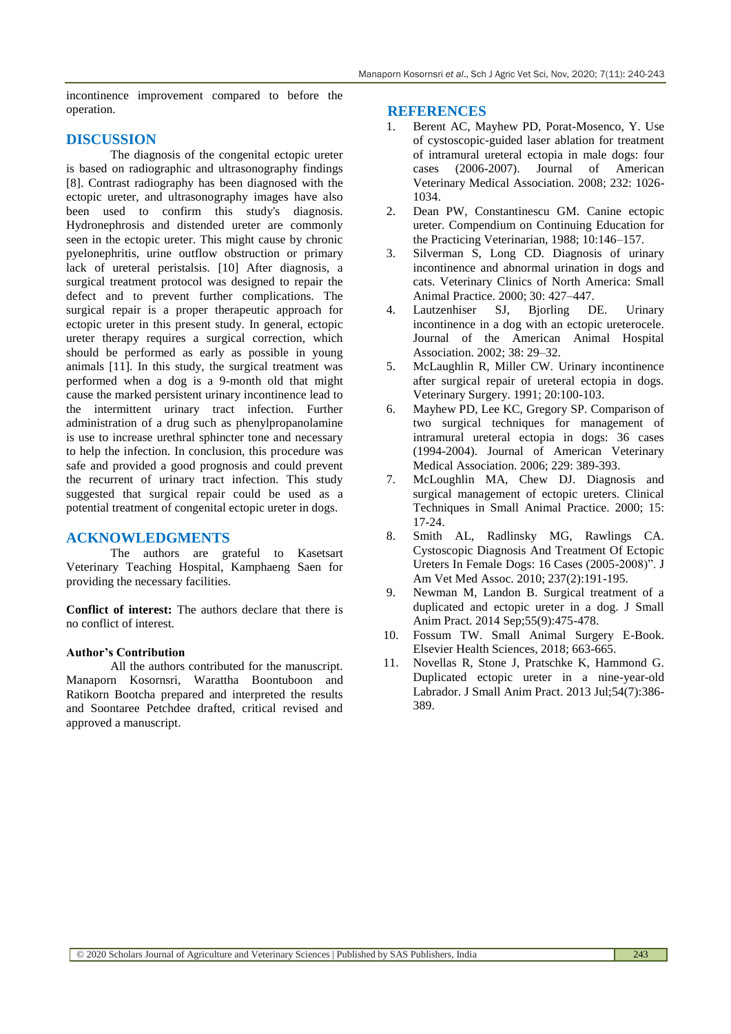incontinence improvement compared to before the operation.

## DISCUSSION

The diagnosis of the congenital ectopic ureter is based on radiographic and ultrasonography findings [8]. Contrast radiography has been diagnosed with the ectopic ureter, and ultrasonography images have also been used to confirm this study's diagnosis. Hydronephrosis and distended ureter are commonly seen in the ectopic ureter. This might cause by chronic pyelonephritis, urine outflow obstruction or primary lack of ureteral peristalsis. [10] After diagnosis, a surgical treatment protocol was designed to repair the defect and to prevent further complications. The surgical repair is a proper therapeutic approach for ectopic ureter in this present study. In general, ectopic ureter therapy requires a surgical correction, which should be performed as early as possible in young animals [11]. In this study, the surgical treatment was performed when a dog is a 9-month old that might cause the marked persistent urinary incontinence lead to the intermittent urinary tract infection. Further administration of a drug such as phenylpropanolamine is use to increase urethral sphincter tone and necessary to help the infection. In conclusion, this procedure was safe and provided a good prognosis and could prevent the recurrent of urinary tract infection. This study suggested that surgical repair could be used as a potential treatment of congenital ectopic ureter in dogs.

## ACKNOWLEDGMENTS

The authors are grateful to Kasetsart Veterinary Teaching Hospital, Kamphaeng Saen for providing the necessary facilities.

**Conflict of interest:** The authors declare that there is no conflict of interest.

**Author's Contribution**

All the authors contributed for the manuscript. Manaporn Kosornsri, Warattha Boontuboon and Ratikorn Bootcha prepared and interpreted the results and Soontaree Petchdee drafted, critical revised and approved a manuscript.

## REFERENCES

1. Berent AC, Mayhew PD, Porat-Mosenco, Y. Use of cystoscopic-guided laser ablation for treatment of intramural ureteral ectopia in male dogs: four cases (2006-2007). Journal of American Veterinary Medical Association. 2008; 232: 1026-1034.
2. Dean PW, Constantinescu GM. Canine ectopic ureter. Compendium on Continuing Education for the Practicing Veterinarian, 1988; 10:146–157.
3. Silverman S, Long CD. Diagnosis of urinary incontinence and abnormal urination in dogs and cats. Veterinary Clinics of North America: Small Animal Practice. 2000; 30: 427–447.
4. Lautzenhiser SJ, Bjorling DE. Urinary incontinence in a dog with an ectopic ureterocele. Journal of the American Animal Hospital Association. 2002; 38: 29–32.
5. McLaughlin R, Miller CW. Urinary incontinence after surgical repair of ureteral ectopia in dogs. Veterinary Surgery. 1991; 20:100-103.
6. Mayhew PD, Lee KC, Gregory SP. Comparison of two surgical techniques for management of intramural ureteral ectopia in dogs: 36 cases (1994-2004). Journal of American Veterinary Medical Association. 2006; 229: 389-393.
7. McLoughlin MA, Chew DJ. Diagnosis and surgical management of ectopic ureters. Clinical Techniques in Small Animal Practice. 2000; 15: 17-24.
8. Smith AL, Radlinsky MG, Rawlings CA. Cystoscopic Diagnosis And Treatment Of Ectopic Ureters In Female Dogs: 16 Cases (2005-2008)". J Am Vet Med Assoc. 2010; 237(2):191-195.
9. Newman M, Landon B. Surgical treatment of a duplicated and ectopic ureter in a dog. J Small Anim Pract. 2014 Sep;55(9):475-478.
10. Fossum TW. Small Animal Surgery E-Book. Elsevier Health Sciences, 2018; 663-665.
11. Novellas R, Stone J, Pratschke K, Hammond G. Duplicated ectopic ureter in a nine-year-old Labrador. J Small Anim Pract. 2013 Jul;54(7):386-389.